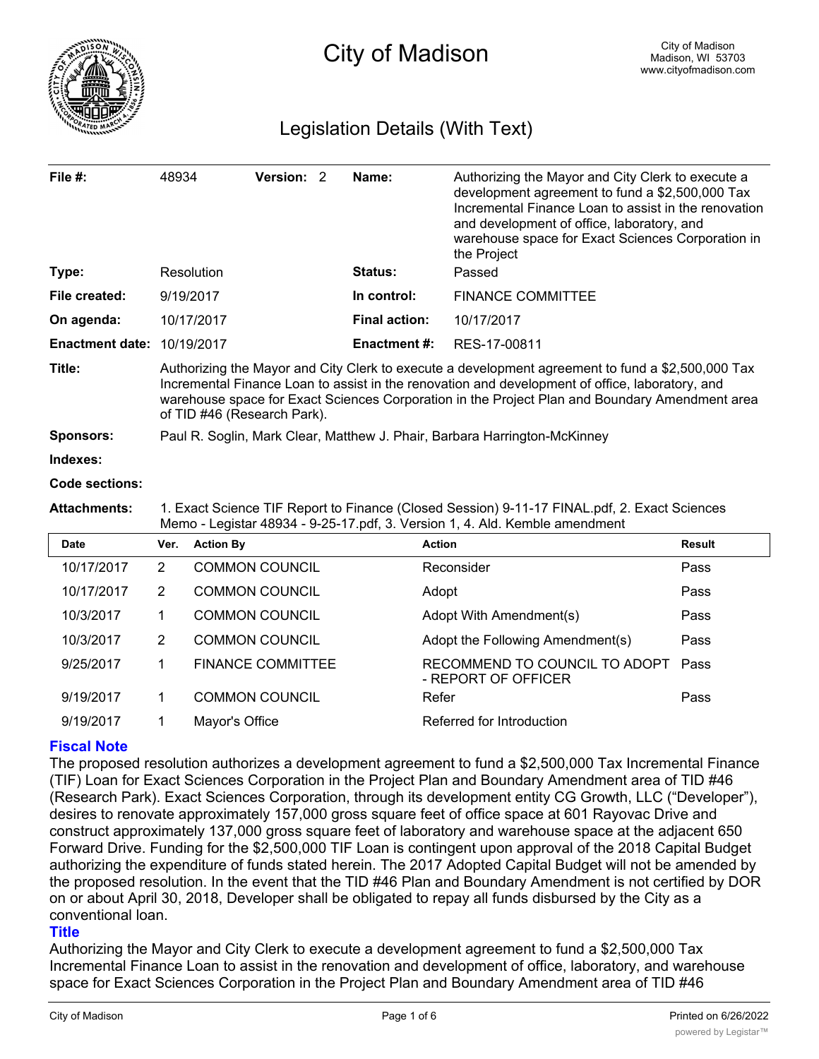# City of Madison

City of Madison
Madison, WI 53703
www.cityofmadison.com

## Legislation Details (With Text)

| | | | |
|---|---|---|---|
| **File #:** | 48934 **Version:** 2 | **Name:** | Authorizing the Mayor and City Clerk to execute a development agreement to fund a $2,500,000 Tax Incremental Finance Loan to assist in the renovation and development of office, laboratory, and warehouse space for Exact Sciences Corporation in the Project |
| **Type:** | Resolution | **Status:** | Passed |
| **File created:** | 9/19/2017 | **In control:** | FINANCE COMMITTEE |
| **On agenda:** | 10/17/2017 | **Final action:** | 10/17/2017 |
| **Enactment date:** | 10/19/2017 | **Enactment #:** | RES-17-00811 |

**Title:** Authorizing the Mayor and City Clerk to execute a development agreement to fund a $2,500,000 Tax Incremental Finance Loan to assist in the renovation and development of office, laboratory, and warehouse space for Exact Sciences Corporation in the Project Plan and Boundary Amendment area of TID #46 (Research Park).

**Sponsors:** Paul R. Soglin, Mark Clear, Matthew J. Phair, Barbara Harrington-McKinney

**Indexes:**

**Code sections:**

**Attachments:** 1. Exact Science TIF Report to Finance (Closed Session) 9-11-17 FINAL.pdf, 2. Exact Sciences Memo - Legistar 48934 - 9-25-17.pdf, 3. Version 1, 4. Ald. Kemble amendment

| Date | Ver. | Action By | Action | Result |
|---|---|---|---|---|
| 10/17/2017 | 2 | COMMON COUNCIL | Reconsider | Pass |
| 10/17/2017 | 2 | COMMON COUNCIL | Adopt | Pass |
| 10/3/2017 | 1 | COMMON COUNCIL | Adopt With Amendment(s) | Pass |
| 10/3/2017 | 2 | COMMON COUNCIL | Adopt the Following Amendment(s) | Pass |
| 9/25/2017 | 1 | FINANCE COMMITTEE | RECOMMEND TO COUNCIL TO ADOPT - REPORT OF OFFICER | Pass |
| 9/19/2017 | 1 | COMMON COUNCIL | Refer | Pass |
| 9/19/2017 | 1 | Mayor's Office | Referred for Introduction | |

### Fiscal Note

The proposed resolution authorizes a development agreement to fund a $2,500,000 Tax Incremental Finance (TIF) Loan for Exact Sciences Corporation in the Project Plan and Boundary Amendment area of TID #46 (Research Park). Exact Sciences Corporation, through its development entity CG Growth, LLC ("Developer"), desires to renovate approximately 157,000 gross square feet of office space at 601 Rayovac Drive and construct approximately 137,000 gross square feet of laboratory and warehouse space at the adjacent 650 Forward Drive. Funding for the $2,500,000 TIF Loan is contingent upon approval of the 2018 Capital Budget authorizing the expenditure of funds stated herein. The 2017 Adopted Capital Budget will not be amended by the proposed resolution. In the event that the TID #46 Plan and Boundary Amendment is not certified by DOR on or about April 30, 2018, Developer shall be obligated to repay all funds disbursed by the City as a conventional loan.

### Title

Authorizing the Mayor and City Clerk to execute a development agreement to fund a $2,500,000 Tax Incremental Finance Loan to assist in the renovation and development of office, laboratory, and warehouse space for Exact Sciences Corporation in the Project Plan and Boundary Amendment area of TID #46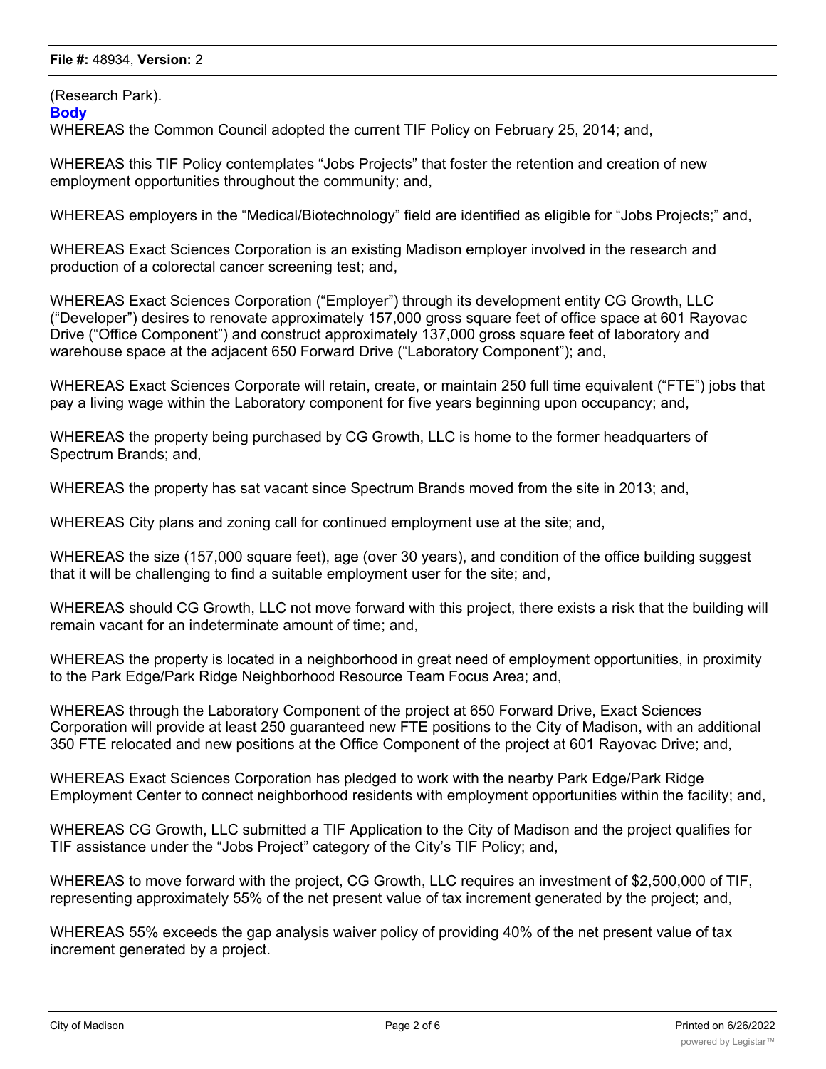(Research Park).

**Body**

WHEREAS the Common Council adopted the current TIF Policy on February 25, 2014; and,

WHEREAS this TIF Policy contemplates “Jobs Projects” that foster the retention and creation of new employment opportunities throughout the community; and,

WHEREAS employers in the “Medical/Biotechnology” field are identified as eligible for “Jobs Projects;” and,

WHEREAS Exact Sciences Corporation is an existing Madison employer involved in the research and production of a colorectal cancer screening test; and,

WHEREAS Exact Sciences Corporation (“Employer”) through its development entity CG Growth, LLC (“Developer”) desires to renovate approximately 157,000 gross square feet of office space at 601 Rayovac Drive (“Office Component”) and construct approximately 137,000 gross square feet of laboratory and warehouse space at the adjacent 650 Forward Drive (“Laboratory Component”); and,

WHEREAS Exact Sciences Corporate will retain, create, or maintain 250 full time equivalent (“FTE”) jobs that pay a living wage within the Laboratory component for five years beginning upon occupancy; and,

WHEREAS the property being purchased by CG Growth, LLC is home to the former headquarters of Spectrum Brands; and,

WHEREAS the property has sat vacant since Spectrum Brands moved from the site in 2013; and,

WHEREAS City plans and zoning call for continued employment use at the site; and,

WHEREAS the size (157,000 square feet), age (over 30 years), and condition of the office building suggest that it will be challenging to find a suitable employment user for the site; and,

WHEREAS should CG Growth, LLC not move forward with this project, there exists a risk that the building will remain vacant for an indeterminate amount of time; and,

WHEREAS the property is located in a neighborhood in great need of employment opportunities, in proximity to the Park Edge/Park Ridge Neighborhood Resource Team Focus Area; and,

WHEREAS through the Laboratory Component of the project at 650 Forward Drive, Exact Sciences Corporation will provide at least 250 guaranteed new FTE positions to the City of Madison, with an additional 350 FTE relocated and new positions at the Office Component of the project at 601 Rayovac Drive; and,

WHEREAS Exact Sciences Corporation has pledged to work with the nearby Park Edge/Park Ridge Employment Center to connect neighborhood residents with employment opportunities within the facility; and,

WHEREAS CG Growth, LLC submitted a TIF Application to the City of Madison and the project qualifies for TIF assistance under the “Jobs Project” category of the City’s TIF Policy; and,

WHEREAS to move forward with the project, CG Growth, LLC requires an investment of $2,500,000 of TIF, representing approximately 55% of the net present value of tax increment generated by the project; and,

WHEREAS 55% exceeds the gap analysis waiver policy of providing 40% of the net present value of tax increment generated by a project.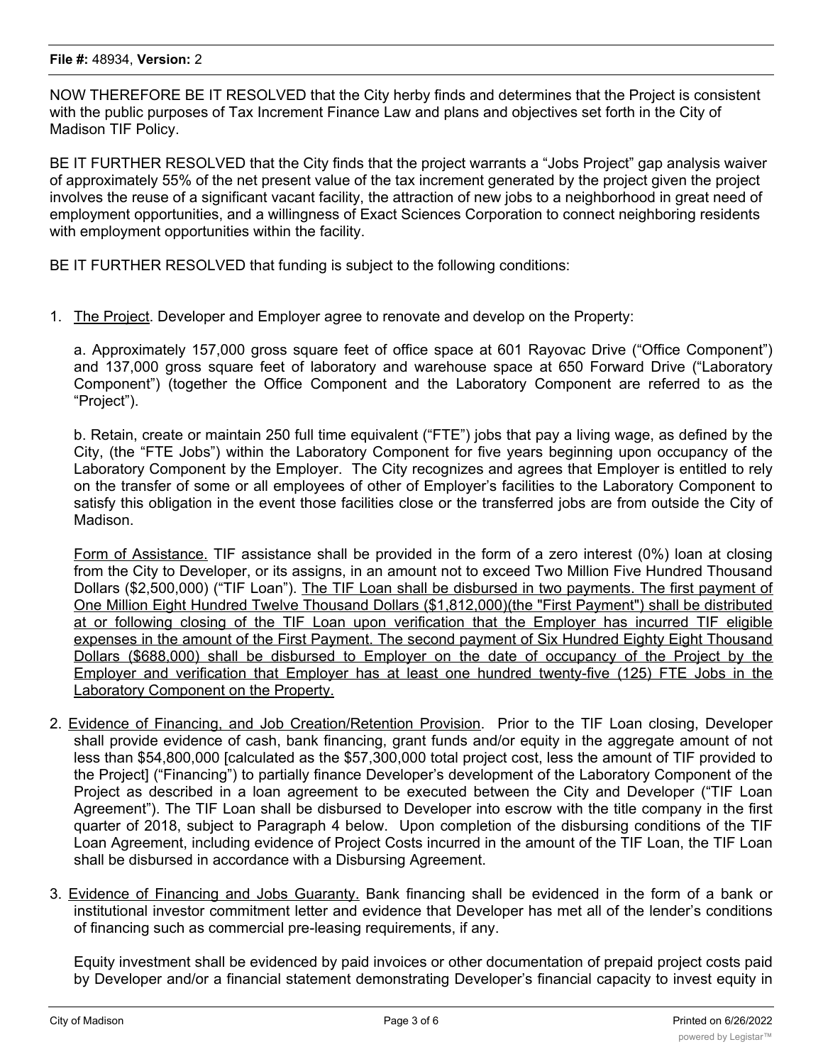NOW THEREFORE BE IT RESOLVED that the City herby finds and determines that the Project is consistent with the public purposes of Tax Increment Finance Law and plans and objectives set forth in the City of Madison TIF Policy.

BE IT FURTHER RESOLVED that the City finds that the project warrants a "Jobs Project" gap analysis waiver of approximately 55% of the net present value of the tax increment generated by the project given the project involves the reuse of a significant vacant facility, the attraction of new jobs to a neighborhood in great need of employment opportunities, and a willingness of Exact Sciences Corporation to connect neighboring residents with employment opportunities within the facility.

BE IT FURTHER RESOLVED that funding is subject to the following conditions:

1. The Project. Developer and Employer agree to renovate and develop on the Property:

   a. Approximately 157,000 gross square feet of office space at 601 Rayovac Drive ("Office Component") and 137,000 gross square feet of laboratory and warehouse space at 650 Forward Drive ("Laboratory Component") (together the Office Component and the Laboratory Component are referred to as the "Project").

   b. Retain, create or maintain 250 full time equivalent ("FTE") jobs that pay a living wage, as defined by the City, (the "FTE Jobs") within the Laboratory Component for five years beginning upon occupancy of the Laboratory Component by the Employer. The City recognizes and agrees that Employer is entitled to rely on the transfer of some or all employees of other of Employer's facilities to the Laboratory Component to satisfy this obligation in the event those facilities close or the transferred jobs are from outside the City of Madison.

   Form of Assistance. TIF assistance shall be provided in the form of a zero interest (0%) loan at closing from the City to Developer, or its assigns, in an amount not to exceed Two Million Five Hundred Thousand Dollars ($2,500,000) ("TIF Loan"). The TIF Loan shall be disbursed in two payments. The first payment of One Million Eight Hundred Twelve Thousand Dollars ($1,812,000)(the "First Payment") shall be distributed at or following closing of the TIF Loan upon verification that the Employer has incurred TIF eligible expenses in the amount of the First Payment. The second payment of Six Hundred Eighty Eight Thousand Dollars ($688,000) shall be disbursed to Employer on the date of occupancy of the Project by the Employer and verification that Employer has at least one hundred twenty-five (125) FTE Jobs in the Laboratory Component on the Property.

2. Evidence of Financing, and Job Creation/Retention Provision. Prior to the TIF Loan closing, Developer shall provide evidence of cash, bank financing, grant funds and/or equity in the aggregate amount of not less than $54,800,000 [calculated as the $57,300,000 total project cost, less the amount of TIF provided to the Project] ("Financing") to partially finance Developer's development of the Laboratory Component of the Project as described in a loan agreement to be executed between the City and Developer ("TIF Loan Agreement"). The TIF Loan shall be disbursed to Developer into escrow with the title company in the first quarter of 2018, subject to Paragraph 4 below. Upon completion of the disbursing conditions of the TIF Loan Agreement, including evidence of Project Costs incurred in the amount of the TIF Loan, the TIF Loan shall be disbursed in accordance with a Disbursing Agreement.

3. Evidence of Financing and Jobs Guaranty. Bank financing shall be evidenced in the form of a bank or institutional investor commitment letter and evidence that Developer has met all of the lender's conditions of financing such as commercial pre-leasing requirements, if any.

   Equity investment shall be evidenced by paid invoices or other documentation of prepaid project costs paid by Developer and/or a financial statement demonstrating Developer's financial capacity to invest equity in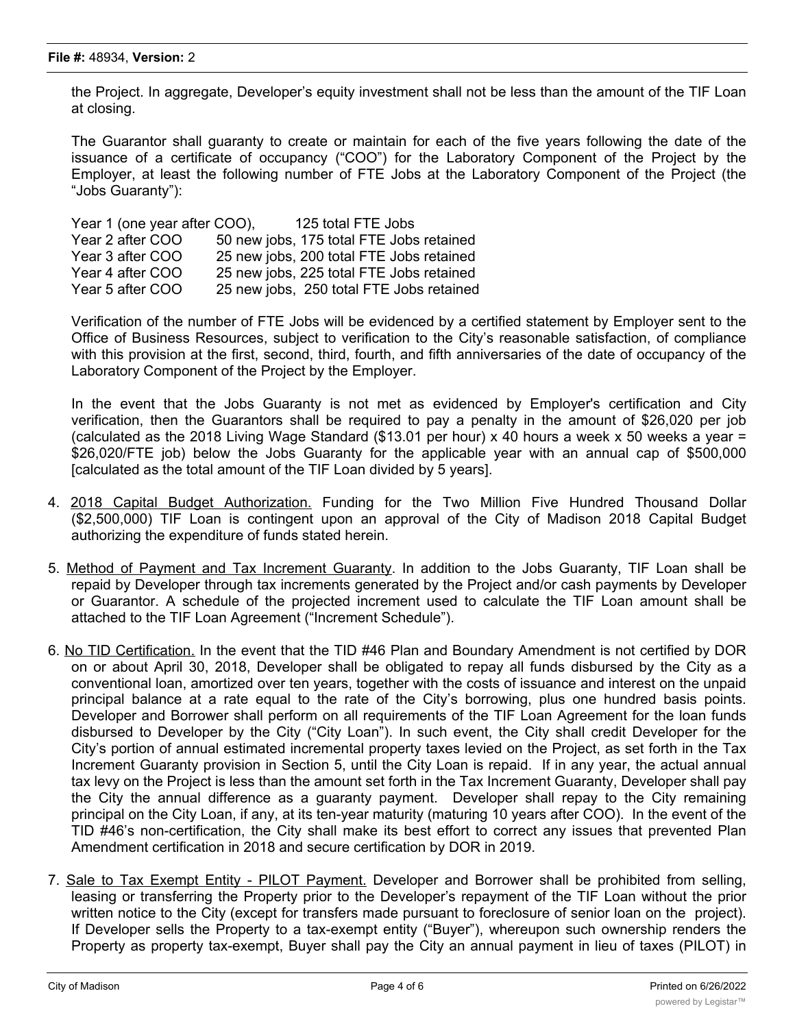the Project. In aggregate, Developer's equity investment shall not be less than the amount of the TIF Loan at closing.

The Guarantor shall guaranty to create or maintain for each of the five years following the date of the issuance of a certificate of occupancy ("COO") for the Laboratory Component of the Project by the Employer, at least the following number of FTE Jobs at the Laboratory Component of the Project (the "Jobs Guaranty"):

Year 1 (one year after COO), 125 total FTE Jobs
Year 2 after COO 50 new jobs, 175 total FTE Jobs retained
Year 3 after COO 25 new jobs, 200 total FTE Jobs retained
Year 4 after COO 25 new jobs, 225 total FTE Jobs retained
Year 5 after COO 25 new jobs, 250 total FTE Jobs retained

Verification of the number of FTE Jobs will be evidenced by a certified statement by Employer sent to the Office of Business Resources, subject to verification to the City's reasonable satisfaction, of compliance with this provision at the first, second, third, fourth, and fifth anniversaries of the date of occupancy of the Laboratory Component of the Project by the Employer.

In the event that the Jobs Guaranty is not met as evidenced by Employer's certification and City verification, then the Guarantors shall be required to pay a penalty in the amount of $26,020 per job (calculated as the 2018 Living Wage Standard ($13.01 per hour) x 40 hours a week x 50 weeks a year = $26,020/FTE job) below the Jobs Guaranty for the applicable year with an annual cap of $500,000 [calculated as the total amount of the TIF Loan divided by 5 years].

4. 2018 Capital Budget Authorization. Funding for the Two Million Five Hundred Thousand Dollar ($2,500,000) TIF Loan is contingent upon an approval of the City of Madison 2018 Capital Budget authorizing the expenditure of funds stated herein.

5. Method of Payment and Tax Increment Guaranty. In addition to the Jobs Guaranty, TIF Loan shall be repaid by Developer through tax increments generated by the Project and/or cash payments by Developer or Guarantor. A schedule of the projected increment used to calculate the TIF Loan amount shall be attached to the TIF Loan Agreement ("Increment Schedule").

6. No TID Certification. In the event that the TID #46 Plan and Boundary Amendment is not certified by DOR on or about April 30, 2018, Developer shall be obligated to repay all funds disbursed by the City as a conventional loan, amortized over ten years, together with the costs of issuance and interest on the unpaid principal balance at a rate equal to the rate of the City's borrowing, plus one hundred basis points. Developer and Borrower shall perform on all requirements of the TIF Loan Agreement for the loan funds disbursed to Developer by the City ("City Loan"). In such event, the City shall credit Developer for the City's portion of annual estimated incremental property taxes levied on the Project, as set forth in the Tax Increment Guaranty provision in Section 5, until the City Loan is repaid. If in any year, the actual annual tax levy on the Project is less than the amount set forth in the Tax Increment Guaranty, Developer shall pay the City the annual difference as a guaranty payment. Developer shall repay to the City remaining principal on the City Loan, if any, at its ten-year maturity (maturing 10 years after COO). In the event of the TID #46's non-certification, the City shall make its best effort to correct any issues that prevented Plan Amendment certification in 2018 and secure certification by DOR in 2019.

7. Sale to Tax Exempt Entity - PILOT Payment. Developer and Borrower shall be prohibited from selling, leasing or transferring the Property prior to the Developer's repayment of the TIF Loan without the prior written notice to the City (except for transfers made pursuant to foreclosure of senior loan on the project). If Developer sells the Property to a tax-exempt entity ("Buyer"), whereupon such ownership renders the Property as property tax-exempt, Buyer shall pay the City an annual payment in lieu of taxes (PILOT) in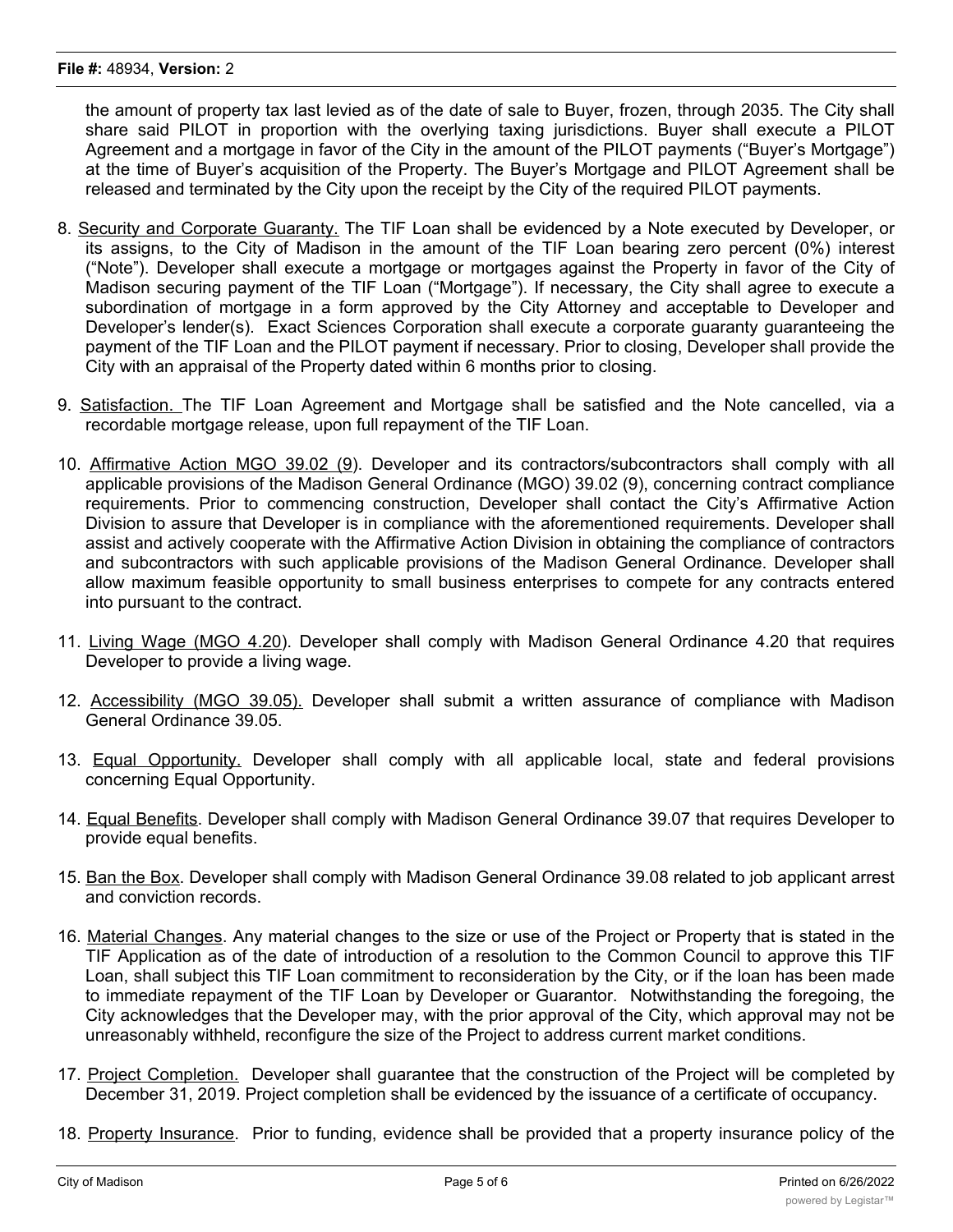the amount of property tax last levied as of the date of sale to Buyer, frozen, through 2035. The City shall share said PILOT in proportion with the overlying taxing jurisdictions. Buyer shall execute a PILOT Agreement and a mortgage in favor of the City in the amount of the PILOT payments ("Buyer's Mortgage") at the time of Buyer's acquisition of the Property. The Buyer's Mortgage and PILOT Agreement shall be released and terminated by the City upon the receipt by the City of the required PILOT payments.

8. Security and Corporate Guaranty. The TIF Loan shall be evidenced by a Note executed by Developer, or its assigns, to the City of Madison in the amount of the TIF Loan bearing zero percent (0%) interest ("Note"). Developer shall execute a mortgage or mortgages against the Property in favor of the City of Madison securing payment of the TIF Loan ("Mortgage"). If necessary, the City shall agree to execute a subordination of mortgage in a form approved by the City Attorney and acceptable to Developer and Developer's lender(s). Exact Sciences Corporation shall execute a corporate guaranty guaranteeing the payment of the TIF Loan and the PILOT payment if necessary. Prior to closing, Developer shall provide the City with an appraisal of the Property dated within 6 months prior to closing.

9. Satisfaction. The TIF Loan Agreement and Mortgage shall be satisfied and the Note cancelled, via a recordable mortgage release, upon full repayment of the TIF Loan.

10. Affirmative Action MGO 39.02 (9). Developer and its contractors/subcontractors shall comply with all applicable provisions of the Madison General Ordinance (MGO) 39.02 (9), concerning contract compliance requirements. Prior to commencing construction, Developer shall contact the City's Affirmative Action Division to assure that Developer is in compliance with the aforementioned requirements. Developer shall assist and actively cooperate with the Affirmative Action Division in obtaining the compliance of contractors and subcontractors with such applicable provisions of the Madison General Ordinance. Developer shall allow maximum feasible opportunity to small business enterprises to compete for any contracts entered into pursuant to the contract.

11. Living Wage (MGO 4.20). Developer shall comply with Madison General Ordinance 4.20 that requires Developer to provide a living wage.

12. Accessibility (MGO 39.05). Developer shall submit a written assurance of compliance with Madison General Ordinance 39.05.

13. Equal Opportunity. Developer shall comply with all applicable local, state and federal provisions concerning Equal Opportunity.

14. Equal Benefits. Developer shall comply with Madison General Ordinance 39.07 that requires Developer to provide equal benefits.

15. Ban the Box. Developer shall comply with Madison General Ordinance 39.08 related to job applicant arrest and conviction records.

16. Material Changes. Any material changes to the size or use of the Project or Property that is stated in the TIF Application as of the date of introduction of a resolution to the Common Council to approve this TIF Loan, shall subject this TIF Loan commitment to reconsideration by the City, or if the loan has been made to immediate repayment of the TIF Loan by Developer or Guarantor. Notwithstanding the foregoing, the City acknowledges that the Developer may, with the prior approval of the City, which approval may not be unreasonably withheld, reconfigure the size of the Project to address current market conditions.

17. Project Completion. Developer shall guarantee that the construction of the Project will be completed by December 31, 2019. Project completion shall be evidenced by the issuance of a certificate of occupancy.

18. Property Insurance. Prior to funding, evidence shall be provided that a property insurance policy of the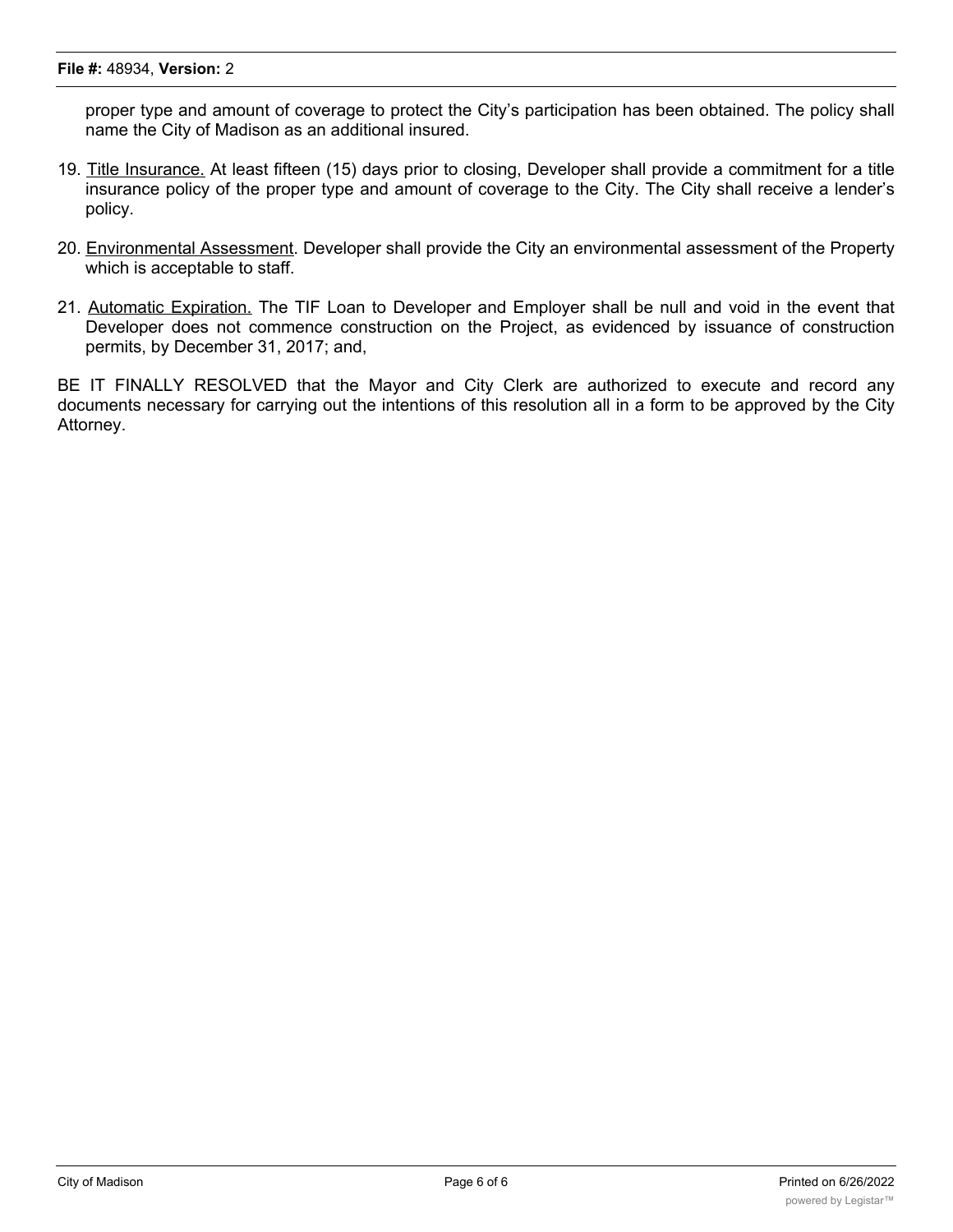proper type and amount of coverage to protect the City's participation has been obtained. The policy shall name the City of Madison as an additional insured.

19. Title Insurance. At least fifteen (15) days prior to closing, Developer shall provide a commitment for a title insurance policy of the proper type and amount of coverage to the City. The City shall receive a lender's policy.

20. Environmental Assessment. Developer shall provide the City an environmental assessment of the Property which is acceptable to staff.

21. Automatic Expiration. The TIF Loan to Developer and Employer shall be null and void in the event that Developer does not commence construction on the Project, as evidenced by issuance of construction permits, by December 31, 2017; and,

BE IT FINALLY RESOLVED that the Mayor and City Clerk are authorized to execute and record any documents necessary for carrying out the intentions of this resolution all in a form to be approved by the City Attorney.